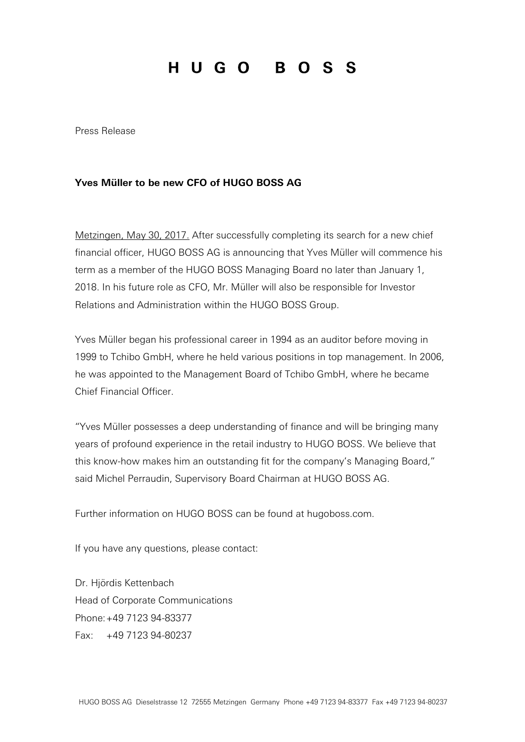# H U G O B O S S

Press Release

**Yves Müller to be new CFO of HUGO BOSS AG**

Metzingen, May 30, 2017. After successfully completing its search for a new chief financial officer, HUGO BOSS AG is announcing that Yves Müller will commence his term as a member of the HUGO BOSS Managing Board no later than January 1, 2018. In his future role as CFO, Mr. Müller will also be responsible for Investor Relations and Administration within the HUGO BOSS Group.

Yves Müller began his professional career in 1994 as an auditor before moving in 1999 to Tchibo GmbH, where he held various positions in top management. In 2006, he was appointed to the Management Board of Tchibo GmbH, where he became Chief Financial Officer.

"Yves Müller possesses a deep understanding of finance and will be bringing many years of profound experience in the retail industry to HUGO BOSS. We believe that this know-how makes him an outstanding fit for the company's Managing Board," said Michel Perraudin, Supervisory Board Chairman at HUGO BOSS AG.

Further information on HUGO BOSS can be found at hugoboss.com.

If you have any questions, please contact:

Dr. Hjördis Kettenbach
Head of Corporate Communications
Phone: +49 7123 94-83377
Fax: +49 7123 94-80237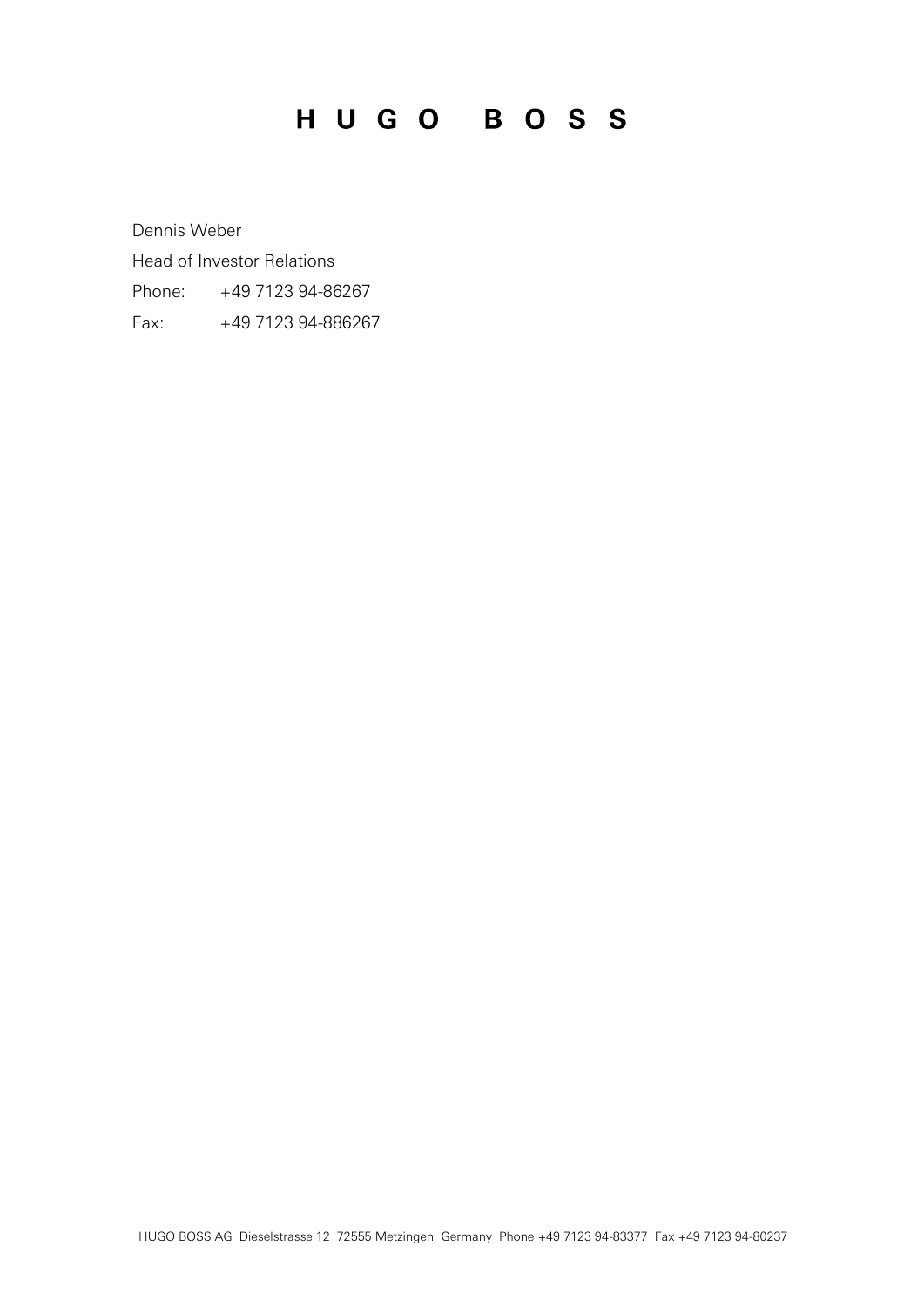# H U G O B O S S

Dennis Weber

Head of Investor Relations

Phone: +49 7123 94-86267

Fax: +49 7123 94-886267

HUGO BOSS AG Dieselstrasse 12 72555 Metzingen Germany Phone +49 7123 94-83377 Fax +49 7123 94-80237